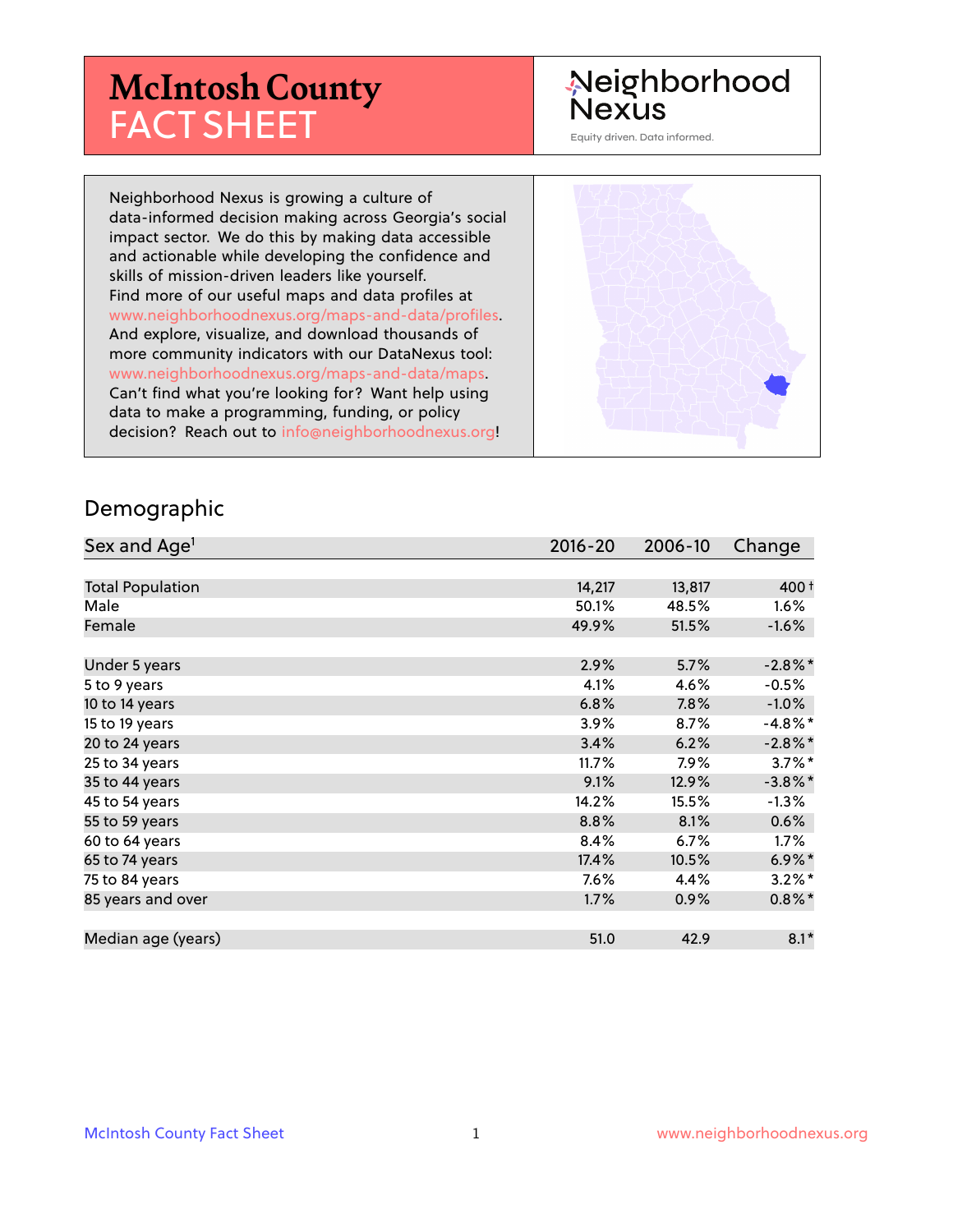# McIntosh County FACT SHEET

Neighborhood Nexus

Equity driven. Data informed.

Neighborhood Nexus is growing a culture of data-informed decision making across Georgia's social impact sector. We do this by making data accessible and actionable while developing the confidence and skills of mission-driven leaders like yourself. Find more of our useful maps and data profiles at www.neighborhoodnexus.org/maps-and-data/profiles. And explore, visualize, and download thousands of more community indicators with our DataNexus tool: www.neighborhoodnexus.org/maps-and-data/maps. Can't find what you're looking for? Want help using data to make a programming, funding, or policy decision? Reach out to info@neighborhoodnexus.org!

## Demographic

| Sex and Age[1] | 2016-20 | 2006-10 | Change |
|---|---|---|---|
| Total Population | 14,217 | 13,817 | 400 † |
| Male | 50.1% | 48.5% | 1.6% |
| Female | 49.9% | 51.5% | -1.6% |
| | | | |
| Under 5 years | 2.9% | 5.7% | -2.8%* |
| 5 to 9 years | 4.1% | 4.6% | -0.5% |
| 10 to 14 years | 6.8% | 7.8% | -1.0% |
| 15 to 19 years | 3.9% | 8.7% | -4.8%* |
| 20 to 24 years | 3.4% | 6.2% | -2.8%* |
| 25 to 34 years | 11.7% | 7.9% | 3.7%* |
| 35 to 44 years | 9.1% | 12.9% | -3.8%* |
| 45 to 54 years | 14.2% | 15.5% | -1.3% |
| 55 to 59 years | 8.8% | 8.1% | 0.6% |
| 60 to 64 years | 8.4% | 6.7% | 1.7% |
| 65 to 74 years | 17.4% | 10.5% | 6.9%* |
| 75 to 84 years | 7.6% | 4.4% | 3.2%* |
| 85 years and over | 1.7% | 0.9% | 0.8%* |
| | | | |
| Median age (years) | 51.0 | 42.9 | 8.1* |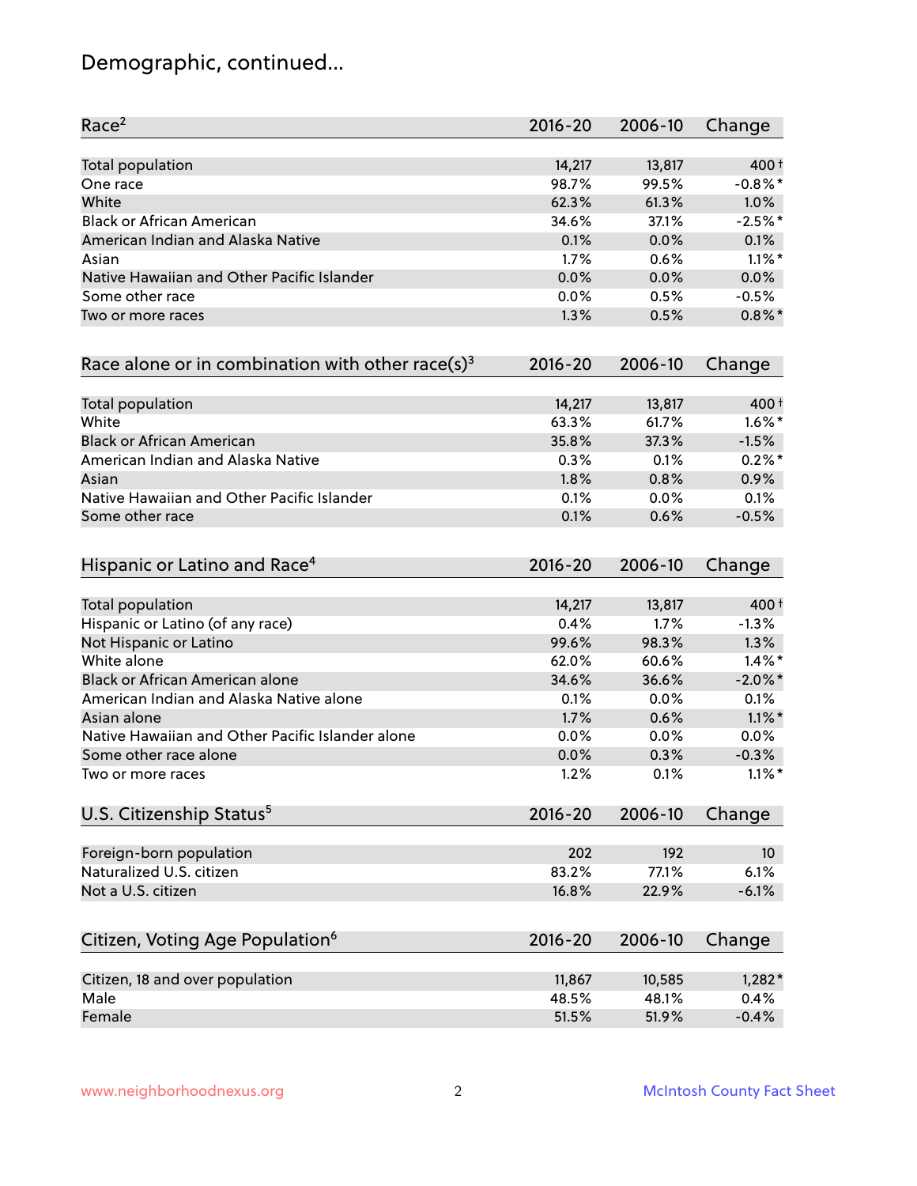## Demographic, continued...

| Race[2] | 2016-20 | 2006-10 | Change |
|---|---|---|---|
| Total population | 14,217 | 13,817 | 400† |
| One race | 98.7% | 99.5% | -0.8%* |
| White | 62.3% | 61.3% | 1.0% |
| Black or African American | 34.6% | 37.1% | -2.5%* |
| American Indian and Alaska Native | 0.1% | 0.0% | 0.1% |
| Asian | 1.7% | 0.6% | 1.1%* |
| Native Hawaiian and Other Pacific Islander | 0.0% | 0.0% | 0.0% |
| Some other race | 0.0% | 0.5% | -0.5% |
| Two or more races | 1.3% | 0.5% | 0.8%* |

| Race alone or in combination with other race(s)[3] | 2016-20 | 2006-10 | Change |
|---|---|---|---|
| Total population | 14,217 | 13,817 | 400† |
| White | 63.3% | 61.7% | 1.6%* |
| Black or African American | 35.8% | 37.3% | -1.5% |
| American Indian and Alaska Native | 0.3% | 0.1% | 0.2%* |
| Asian | 1.8% | 0.8% | 0.9% |
| Native Hawaiian and Other Pacific Islander | 0.1% | 0.0% | 0.1% |
| Some other race | 0.1% | 0.6% | -0.5% |

| Hispanic or Latino and Race[4] | 2016-20 | 2006-10 | Change |
|---|---|---|---|
| Total population | 14,217 | 13,817 | 400† |
| Hispanic or Latino (of any race) | 0.4% | 1.7% | -1.3% |
| Not Hispanic or Latino | 99.6% | 98.3% | 1.3% |
| White alone | 62.0% | 60.6% | 1.4%* |
| Black or African American alone | 34.6% | 36.6% | -2.0%* |
| American Indian and Alaska Native alone | 0.1% | 0.0% | 0.1% |
| Asian alone | 1.7% | 0.6% | 1.1%* |
| Native Hawaiian and Other Pacific Islander alone | 0.0% | 0.0% | 0.0% |
| Some other race alone | 0.0% | 0.3% | -0.3% |
| Two or more races | 1.2% | 0.1% | 1.1%* |

| U.S. Citizenship Status[5] | 2016-20 | 2006-10 | Change |
|---|---|---|---|
| Foreign-born population | 202 | 192 | 10 |
| Naturalized U.S. citizen | 83.2% | 77.1% | 6.1% |
| Not a U.S. citizen | 16.8% | 22.9% | -6.1% |

| Citizen, Voting Age Population[6] | 2016-20 | 2006-10 | Change |
|---|---|---|---|
| Citizen, 18 and over population | 11,867 | 10,585 | 1,282* |
| Male | 48.5% | 48.1% | 0.4% |
| Female | 51.5% | 51.9% | -0.4% |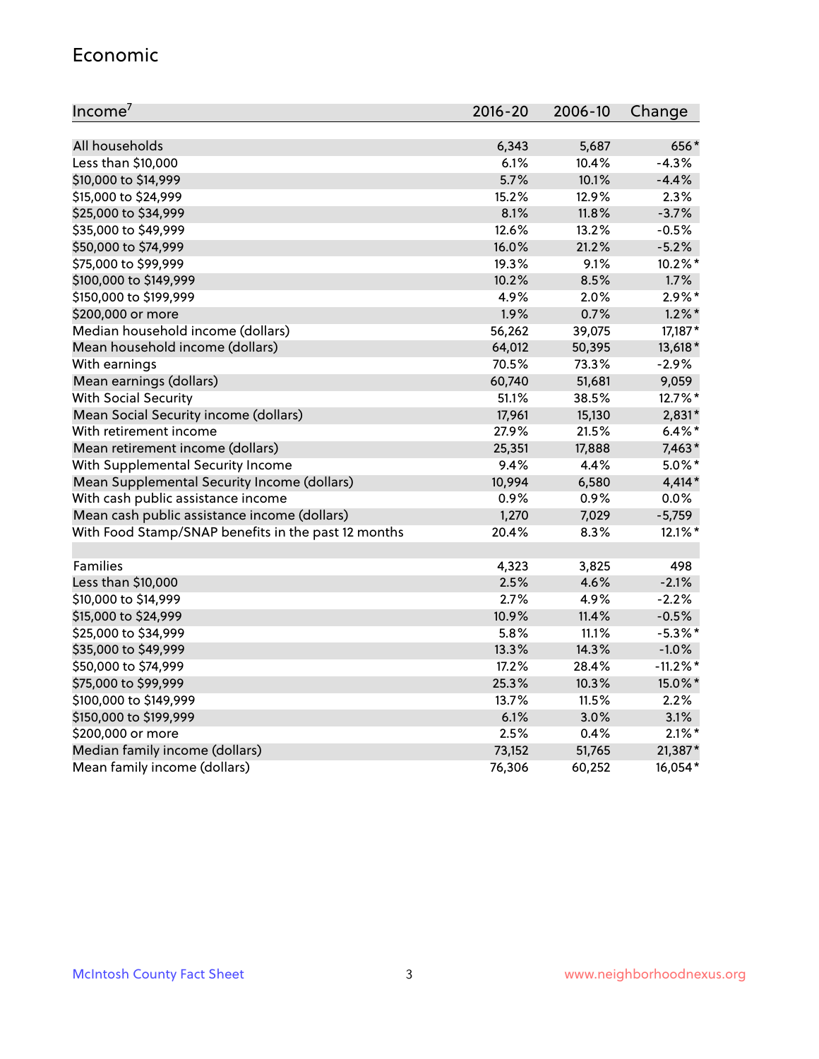## Economic

| Income[7] | 2016-20 | 2006-10 | Change |
|---|---|---|---|
| All households | 6,343 | 5,687 | 656* |
| Less than $10,000 | 6.1% | 10.4% | -4.3% |
| $10,000 to $14,999 | 5.7% | 10.1% | -4.4% |
| $15,000 to $24,999 | 15.2% | 12.9% | 2.3% |
| $25,000 to $34,999 | 8.1% | 11.8% | -3.7% |
| $35,000 to $49,999 | 12.6% | 13.2% | -0.5% |
| $50,000 to $74,999 | 16.0% | 21.2% | -5.2% |
| $75,000 to $99,999 | 19.3% | 9.1% | 10.2%* |
| $100,000 to $149,999 | 10.2% | 8.5% | 1.7% |
| $150,000 to $199,999 | 4.9% | 2.0% | 2.9%* |
| $200,000 or more | 1.9% | 0.7% | 1.2%* |
| Median household income (dollars) | 56,262 | 39,075 | 17,187* |
| Mean household income (dollars) | 64,012 | 50,395 | 13,618* |
| With earnings | 70.5% | 73.3% | -2.9% |
| Mean earnings (dollars) | 60,740 | 51,681 | 9,059 |
| With Social Security | 51.1% | 38.5% | 12.7%* |
| Mean Social Security income (dollars) | 17,961 | 15,130 | 2,831* |
| With retirement income | 27.9% | 21.5% | 6.4%* |
| Mean retirement income (dollars) | 25,351 | 17,888 | 7,463* |
| With Supplemental Security Income | 9.4% | 4.4% | 5.0%* |
| Mean Supplemental Security Income (dollars) | 10,994 | 6,580 | 4,414* |
| With cash public assistance income | 0.9% | 0.9% | 0.0% |
| Mean cash public assistance income (dollars) | 1,270 | 7,029 | -5,759 |
| With Food Stamp/SNAP benefits in the past 12 months | 20.4% | 8.3% | 12.1%* |
| | | | |
| Families | 4,323 | 3,825 | 498 |
| Less than $10,000 | 2.5% | 4.6% | -2.1% |
| $10,000 to $14,999 | 2.7% | 4.9% | -2.2% |
| $15,000 to $24,999 | 10.9% | 11.4% | -0.5% |
| $25,000 to $34,999 | 5.8% | 11.1% | -5.3%* |
| $35,000 to $49,999 | 13.3% | 14.3% | -1.0% |
| $50,000 to $74,999 | 17.2% | 28.4% | -11.2%* |
| $75,000 to $99,999 | 25.3% | 10.3% | 15.0%* |
| $100,000 to $149,999 | 13.7% | 11.5% | 2.2% |
| $150,000 to $199,999 | 6.1% | 3.0% | 3.1% |
| $200,000 or more | 2.5% | 0.4% | 2.1%* |
| Median family income (dollars) | 73,152 | 51,765 | 21,387* |
| Mean family income (dollars) | 76,306 | 60,252 | 16,054* |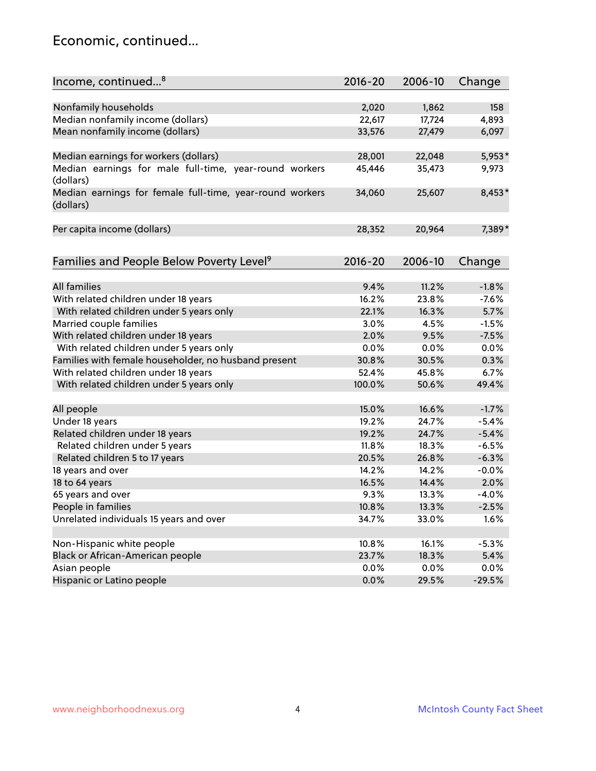## Economic, continued...

| Income, continued...[8] | 2016-20 | 2006-10 | Change |
|---|---|---|---|
| Nonfamily households | 2,020 | 1,862 | 158 |
| Median nonfamily income (dollars) | 22,617 | 17,724 | 4,893 |
| Mean nonfamily income (dollars) | 33,576 | 27,479 | 6,097 |
| | | | |
| Median earnings for workers (dollars) | 28,001 | 22,048 | 5,953* |
| Median earnings for male full-time, year-round workers (dollars) | 45,446 | 35,473 | 9,973 |
| Median earnings for female full-time, year-round workers (dollars) | 34,060 | 25,607 | 8,453* |
| | | | |
| Per capita income (dollars) | 28,352 | 20,964 | 7,389* |

| Families and People Below Poverty Level[9] | 2016-20 | 2006-10 | Change |
|---|---|---|---|
| All families | 9.4% | 11.2% | -1.8% |
| With related children under 18 years | 16.2% | 23.8% | -7.6% |
| With related children under 5 years only | 22.1% | 16.3% | 5.7% |
| Married couple families | 3.0% | 4.5% | -1.5% |
| With related children under 18 years | 2.0% | 9.5% | -7.5% |
| With related children under 5 years only | 0.0% | 0.0% | 0.0% |
| Families with female householder, no husband present | 30.8% | 30.5% | 0.3% |
| With related children under 18 years | 52.4% | 45.8% | 6.7% |
| With related children under 5 years only | 100.0% | 50.6% | 49.4% |
| | | | |
| All people | 15.0% | 16.6% | -1.7% |
| Under 18 years | 19.2% | 24.7% | -5.4% |
| Related children under 18 years | 19.2% | 24.7% | -5.4% |
| Related children under 5 years | 11.8% | 18.3% | -6.5% |
| Related children 5 to 17 years | 20.5% | 26.8% | -6.3% |
| 18 years and over | 14.2% | 14.2% | -0.0% |
| 18 to 64 years | 16.5% | 14.4% | 2.0% |
| 65 years and over | 9.3% | 13.3% | -4.0% |
| People in families | 10.8% | 13.3% | -2.5% |
| Unrelated individuals 15 years and over | 34.7% | 33.0% | 1.6% |
| | | | |
| Non-Hispanic white people | 10.8% | 16.1% | -5.3% |
| Black or African-American people | 23.7% | 18.3% | 5.4% |
| Asian people | 0.0% | 0.0% | 0.0% |
| Hispanic or Latino people | 0.0% | 29.5% | -29.5% |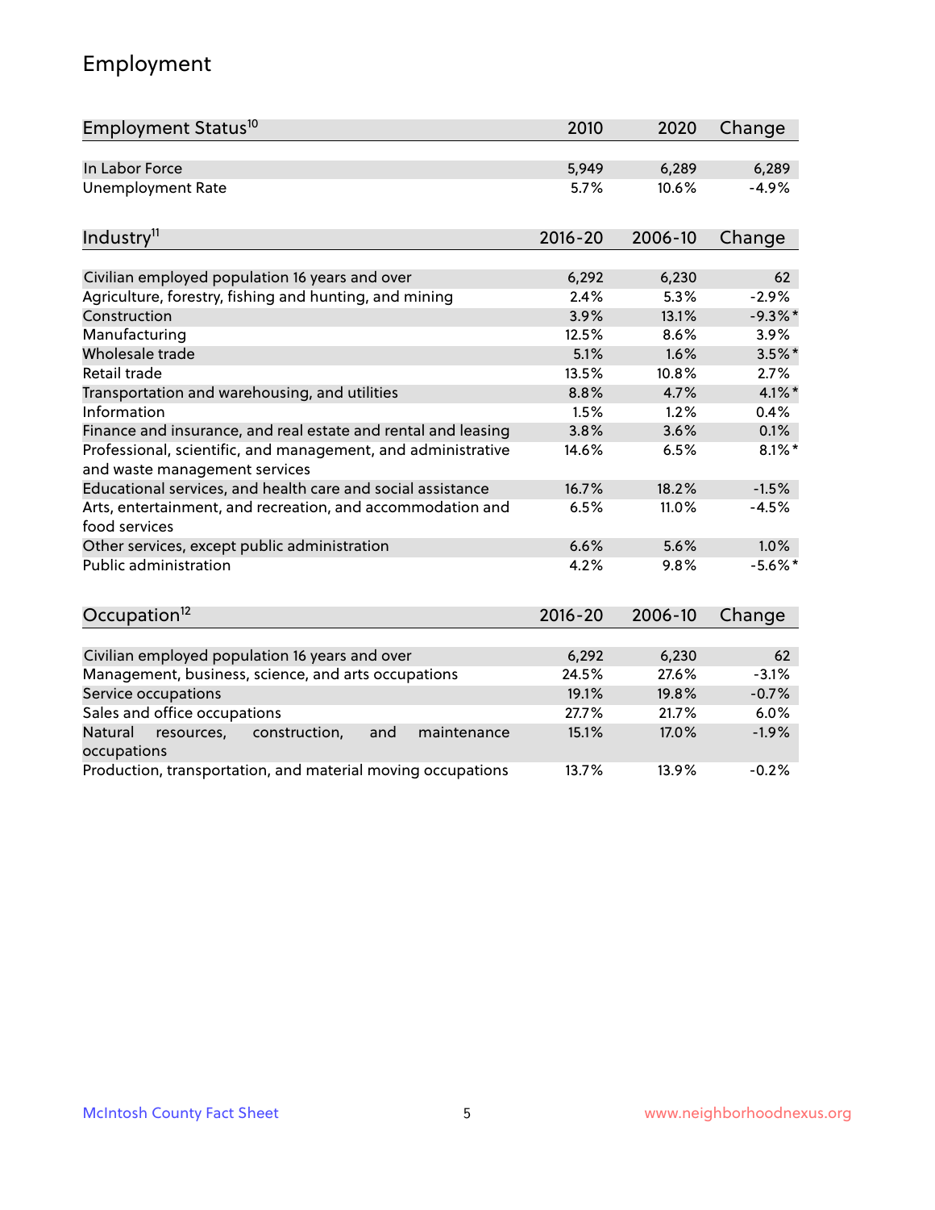## Employment

| Employment Status[10] | 2010 | 2020 | Change |
|---|---|---|---|
| In Labor Force | 5,949 | 6,289 | 6,289 |
| Unemployment Rate | 5.7% | 10.6% | -4.9% |

| Industry[11] | 2016-20 | 2006-10 | Change |
|---|---|---|---|
| Civilian employed population 16 years and over | 6,292 | 6,230 | 62 |
| Agriculture, forestry, fishing and hunting, and mining | 2.4% | 5.3% | -2.9% |
| Construction | 3.9% | 13.1% | -9.3%* |
| Manufacturing | 12.5% | 8.6% | 3.9% |
| Wholesale trade | 5.1% | 1.6% | 3.5%* |
| Retail trade | 13.5% | 10.8% | 2.7% |
| Transportation and warehousing, and utilities | 8.8% | 4.7% | 4.1%* |
| Information | 1.5% | 1.2% | 0.4% |
| Finance and insurance, and real estate and rental and leasing | 3.8% | 3.6% | 0.1% |
| Professional, scientific, and management, and administrative and waste management services | 14.6% | 6.5% | 8.1%* |
| Educational services, and health care and social assistance | 16.7% | 18.2% | -1.5% |
| Arts, entertainment, and recreation, and accommodation and food services | 6.5% | 11.0% | -4.5% |
| Other services, except public administration | 6.6% | 5.6% | 1.0% |
| Public administration | 4.2% | 9.8% | -5.6%* |

| Occupation[12] | 2016-20 | 2006-10 | Change |
|---|---|---|---|
| Civilian employed population 16 years and over | 6,292 | 6,230 | 62 |
| Management, business, science, and arts occupations | 24.5% | 27.6% | -3.1% |
| Service occupations | 19.1% | 19.8% | -0.7% |
| Sales and office occupations | 27.7% | 21.7% | 6.0% |
| Natural resources, construction, and maintenance occupations | 15.1% | 17.0% | -1.9% |
| Production, transportation, and material moving occupations | 13.7% | 13.9% | -0.2% |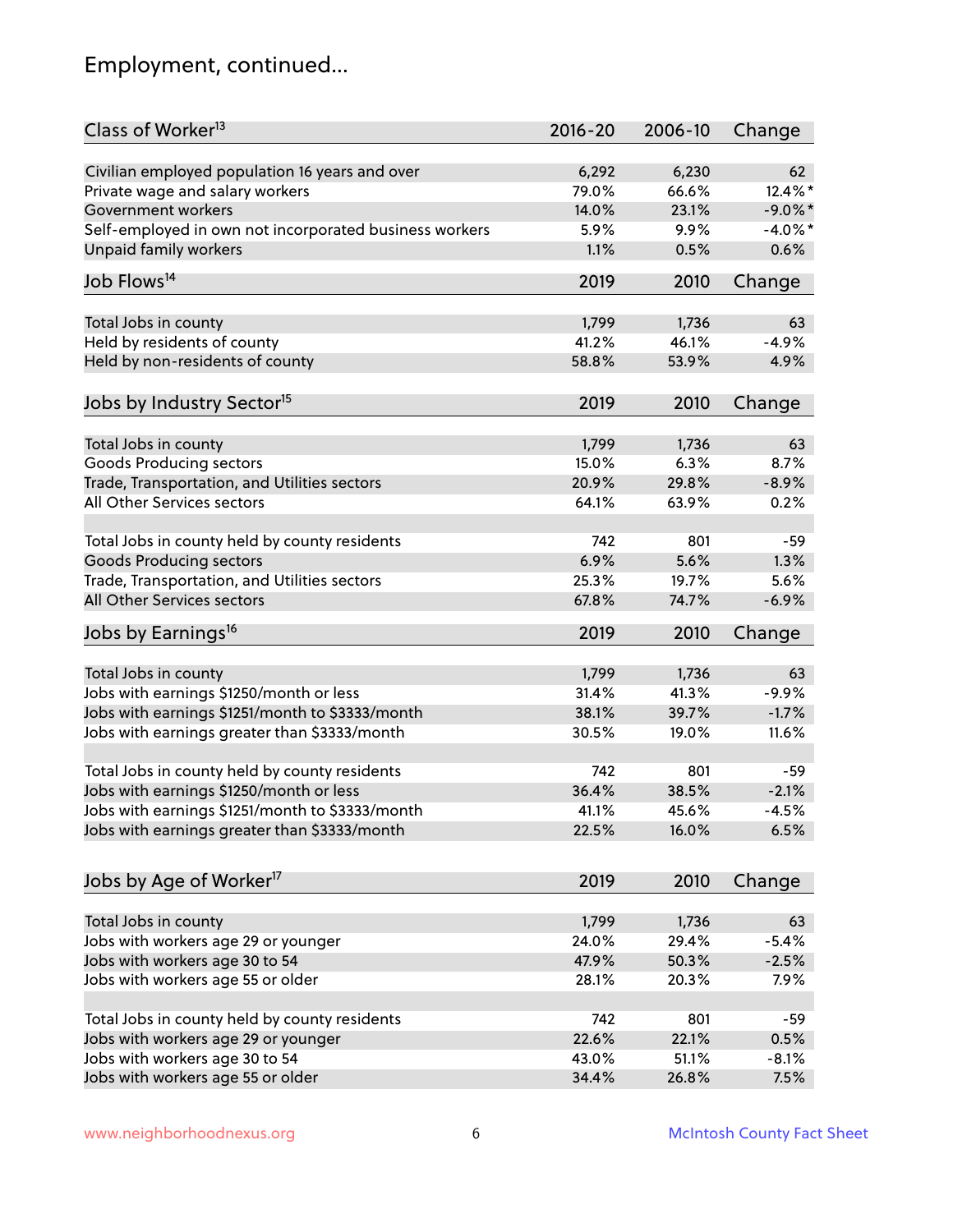## Employment, continued...

| Class of Worker[13] | 2016-20 | 2006-10 | Change |
|---|---|---|---|
| Civilian employed population 16 years and over | 6,292 | 6,230 | 62 |
| Private wage and salary workers | 79.0% | 66.6% | 12.4%* |
| Government workers | 14.0% | 23.1% | -9.0%* |
| Self-employed in own not incorporated business workers | 5.9% | 9.9% | -4.0%* |
| Unpaid family workers | 1.1% | 0.5% | 0.6% |

| Job Flows[14] | 2019 | 2010 | Change |
|---|---|---|---|
| Total Jobs in county | 1,799 | 1,736 | 63 |
| Held by residents of county | 41.2% | 46.1% | -4.9% |
| Held by non-residents of county | 58.8% | 53.9% | 4.9% |

| Jobs by Industry Sector[15] | 2019 | 2010 | Change |
|---|---|---|---|
| Total Jobs in county | 1,799 | 1,736 | 63 |
| Goods Producing sectors | 15.0% | 6.3% | 8.7% |
| Trade, Transportation, and Utilities sectors | 20.9% | 29.8% | -8.9% |
| All Other Services sectors | 64.1% | 63.9% | 0.2% |
| | | | |
| Total Jobs in county held by county residents | 742 | 801 | -59 |
| Goods Producing sectors | 6.9% | 5.6% | 1.3% |
| Trade, Transportation, and Utilities sectors | 25.3% | 19.7% | 5.6% |
| All Other Services sectors | 67.8% | 74.7% | -6.9% |

| Jobs by Earnings[16] | 2019 | 2010 | Change |
|---|---|---|---|
| Total Jobs in county | 1,799 | 1,736 | 63 |
| Jobs with earnings $1250/month or less | 31.4% | 41.3% | -9.9% |
| Jobs with earnings $1251/month to $3333/month | 38.1% | 39.7% | -1.7% |
| Jobs with earnings greater than $3333/month | 30.5% | 19.0% | 11.6% |
| | | | |
| Total Jobs in county held by county residents | 742 | 801 | -59 |
| Jobs with earnings $1250/month or less | 36.4% | 38.5% | -2.1% |
| Jobs with earnings $1251/month to $3333/month | 41.1% | 45.6% | -4.5% |
| Jobs with earnings greater than $3333/month | 22.5% | 16.0% | 6.5% |

| Jobs by Age of Worker[17] | 2019 | 2010 | Change |
|---|---|---|---|
| Total Jobs in county | 1,799 | 1,736 | 63 |
| Jobs with workers age 29 or younger | 24.0% | 29.4% | -5.4% |
| Jobs with workers age 30 to 54 | 47.9% | 50.3% | -2.5% |
| Jobs with workers age 55 or older | 28.1% | 20.3% | 7.9% |
| | | | |
| Total Jobs in county held by county residents | 742 | 801 | -59 |
| Jobs with workers age 29 or younger | 22.6% | 22.1% | 0.5% |
| Jobs with workers age 30 to 54 | 43.0% | 51.1% | -8.1% |
| Jobs with workers age 55 or older | 34.4% | 26.8% | 7.5% |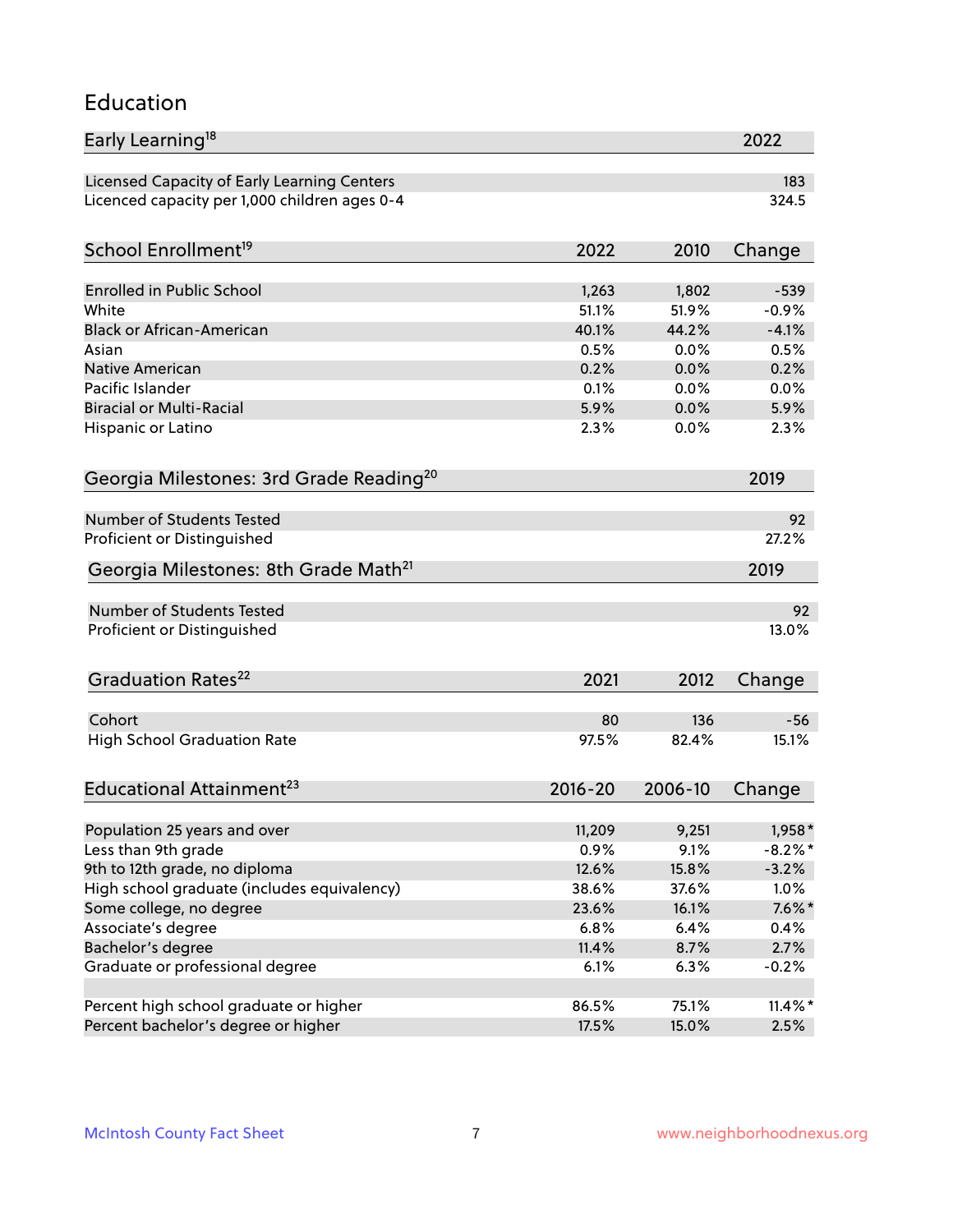## Education

| Early Learning[18] | 2022 |
|---|---|
| Licensed Capacity of Early Learning Centers | 183 |
| Licenced capacity per 1,000 children ages 0-4 | 324.5 |

| School Enrollment[19] | 2022 | 2010 | Change |
|---|---|---|---|
| Enrolled in Public School | 1,263 | 1,802 | -539 |
| White | 51.1% | 51.9% | -0.9% |
| Black or African-American | 40.1% | 44.2% | -4.1% |
| Asian | 0.5% | 0.0% | 0.5% |
| Native American | 0.2% | 0.0% | 0.2% |
| Pacific Islander | 0.1% | 0.0% | 0.0% |
| Biracial or Multi-Racial | 5.9% | 0.0% | 5.9% |
| Hispanic or Latino | 2.3% | 0.0% | 2.3% |

| Georgia Milestones: 3rd Grade Reading[20] | 2019 |
|---|---|
| Number of Students Tested | 92 |
| Proficient or Distinguished | 27.2% |

| Georgia Milestones: 8th Grade Math[21] | 2019 |
|---|---|
| Number of Students Tested | 92 |
| Proficient or Distinguished | 13.0% |

| Graduation Rates[22] | 2021 | 2012 | Change |
|---|---|---|---|
| Cohort | 80 | 136 | -56 |
| High School Graduation Rate | 97.5% | 82.4% | 15.1% |

| Educational Attainment[23] | 2016-20 | 2006-10 | Change |
|---|---|---|---|
| Population 25 years and over | 11,209 | 9,251 | 1,958* |
| Less than 9th grade | 0.9% | 9.1% | -8.2%* |
| 9th to 12th grade, no diploma | 12.6% | 15.8% | -3.2% |
| High school graduate (includes equivalency) | 38.6% | 37.6% | 1.0% |
| Some college, no degree | 23.6% | 16.1% | 7.6%* |
| Associate's degree | 6.8% | 6.4% | 0.4% |
| Bachelor's degree | 11.4% | 8.7% | 2.7% |
| Graduate or professional degree | 6.1% | 6.3% | -0.2% |
| | | | |
| Percent high school graduate or higher | 86.5% | 75.1% | 11.4%* |
| Percent bachelor's degree or higher | 17.5% | 15.0% | 2.5% |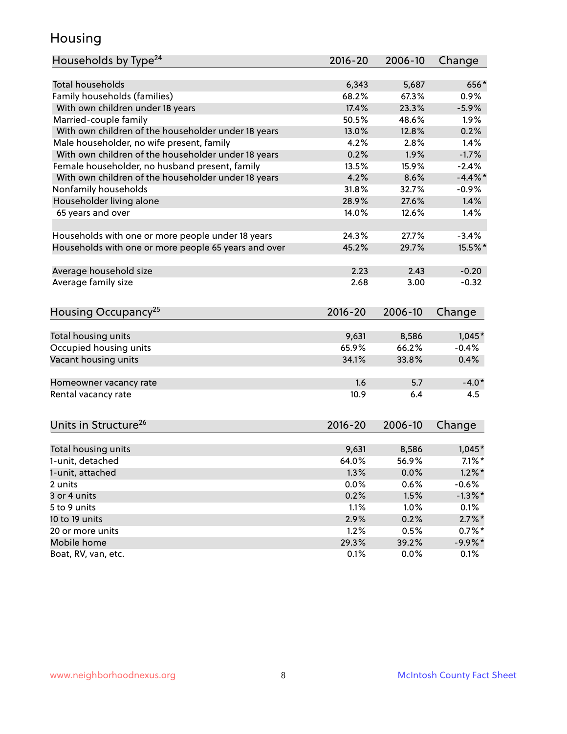## Housing

| Households by Type[24] | 2016-20 | 2006-10 | Change |
|---|---|---|---|
| Total households | 6,343 | 5,687 | 656* |
| Family households (families) | 68.2% | 67.3% | 0.9% |
| With own children under 18 years | 17.4% | 23.3% | -5.9% |
| Married-couple family | 50.5% | 48.6% | 1.9% |
| With own children of the householder under 18 years | 13.0% | 12.8% | 0.2% |
| Male householder, no wife present, family | 4.2% | 2.8% | 1.4% |
| With own children of the householder under 18 years | 0.2% | 1.9% | -1.7% |
| Female householder, no husband present, family | 13.5% | 15.9% | -2.4% |
| With own children of the householder under 18 years | 4.2% | 8.6% | -4.4%* |
| Nonfamily households | 31.8% | 32.7% | -0.9% |
| Householder living alone | 28.9% | 27.6% | 1.4% |
| 65 years and over | 14.0% | 12.6% | 1.4% |
| | | | |
| Households with one or more people under 18 years | 24.3% | 27.7% | -3.4% |
| Households with one or more people 65 years and over | 45.2% | 29.7% | 15.5%* |
| | | | |
| Average household size | 2.23 | 2.43 | -0.20 |
| Average family size | 2.68 | 3.00 | -0.32 |

| Housing Occupancy[25] | 2016-20 | 2006-10 | Change |
|---|---|---|---|
| Total housing units | 9,631 | 8,586 | 1,045* |
| Occupied housing units | 65.9% | 66.2% | -0.4% |
| Vacant housing units | 34.1% | 33.8% | 0.4% |
| | | | |
| Homeowner vacancy rate | 1.6 | 5.7 | -4.0* |
| Rental vacancy rate | 10.9 | 6.4 | 4.5 |

| Units in Structure[26] | 2016-20 | 2006-10 | Change |
|---|---|---|---|
| Total housing units | 9,631 | 8,586 | 1,045* |
| 1-unit, detached | 64.0% | 56.9% | 7.1%* |
| 1-unit, attached | 1.3% | 0.0% | 1.2%* |
| 2 units | 0.0% | 0.6% | -0.6% |
| 3 or 4 units | 0.2% | 1.5% | -1.3%* |
| 5 to 9 units | 1.1% | 1.0% | 0.1% |
| 10 to 19 units | 2.9% | 0.2% | 2.7%* |
| 20 or more units | 1.2% | 0.5% | 0.7%* |
| Mobile home | 29.3% | 39.2% | -9.9%* |
| Boat, RV, van, etc. | 0.1% | 0.0% | 0.1% |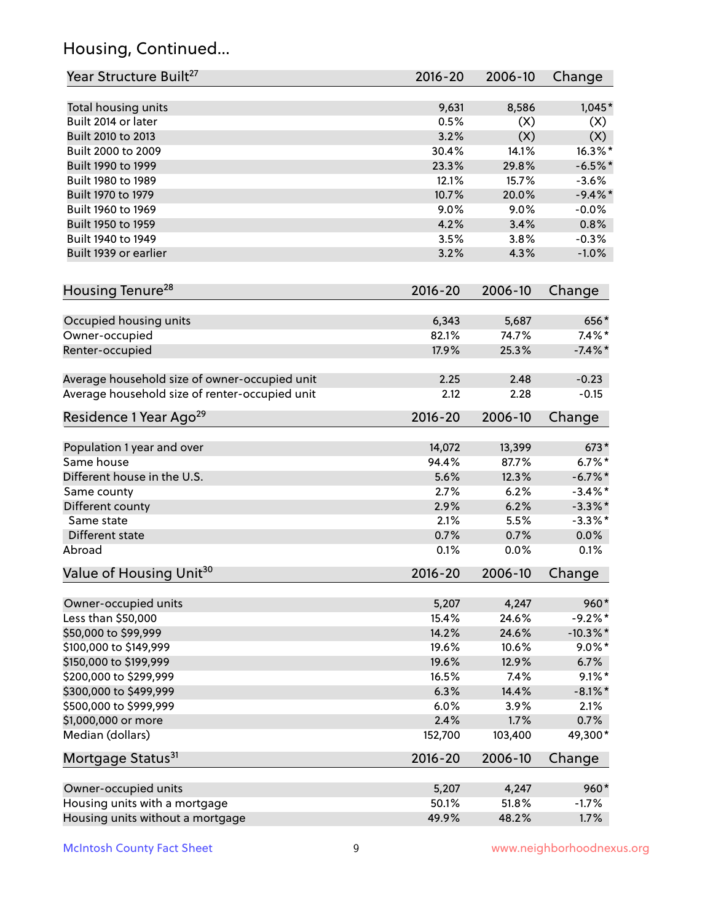## Housing, Continued...

| Year Structure Built[27] | 2016-20 | 2006-10 | Change |
|---|---|---|---|
| Total housing units | 9,631 | 8,586 | 1,045* |
| Built 2014 or later | 0.5% | (X) | (X) |
| Built 2010 to 2013 | 3.2% | (X) | (X) |
| Built 2000 to 2009 | 30.4% | 14.1% | 16.3%* |
| Built 1990 to 1999 | 23.3% | 29.8% | -6.5%* |
| Built 1980 to 1989 | 12.1% | 15.7% | -3.6% |
| Built 1970 to 1979 | 10.7% | 20.0% | -9.4%* |
| Built 1960 to 1969 | 9.0% | 9.0% | -0.0% |
| Built 1950 to 1959 | 4.2% | 3.4% | 0.8% |
| Built 1940 to 1949 | 3.5% | 3.8% | -0.3% |
| Built 1939 or earlier | 3.2% | 4.3% | -1.0% |

| Housing Tenure[28] | 2016-20 | 2006-10 | Change |
|---|---|---|---|
| Occupied housing units | 6,343 | 5,687 | 656* |
| Owner-occupied | 82.1% | 74.7% | 7.4%* |
| Renter-occupied | 17.9% | 25.3% | -7.4%* |
| Average household size of owner-occupied unit | 2.25 | 2.48 | -0.23 |
| Average household size of renter-occupied unit | 2.12 | 2.28 | -0.15 |

| Residence 1 Year Ago[29] | 2016-20 | 2006-10 | Change |
|---|---|---|---|
| Population 1 year and over | 14,072 | 13,399 | 673* |
| Same house | 94.4% | 87.7% | 6.7%* |
| Different house in the U.S. | 5.6% | 12.3% | -6.7%* |
| Same county | 2.7% | 6.2% | -3.4%* |
| Different county | 2.9% | 6.2% | -3.3%* |
| Same state | 2.1% | 5.5% | -3.3%* |
| Different state | 0.7% | 0.7% | 0.0% |
| Abroad | 0.1% | 0.0% | 0.1% |

| Value of Housing Unit[30] | 2016-20 | 2006-10 | Change |
|---|---|---|---|
| Owner-occupied units | 5,207 | 4,247 | 960* |
| Less than $50,000 | 15.4% | 24.6% | -9.2%* |
| $50,000 to $99,999 | 14.2% | 24.6% | -10.3%* |
| $100,000 to $149,999 | 19.6% | 10.6% | 9.0%* |
| $150,000 to $199,999 | 19.6% | 12.9% | 6.7% |
| $200,000 to $299,999 | 16.5% | 7.4% | 9.1%* |
| $300,000 to $499,999 | 6.3% | 14.4% | -8.1%* |
| $500,000 to $999,999 | 6.0% | 3.9% | 2.1% |
| $1,000,000 or more | 2.4% | 1.7% | 0.7% |
| Median (dollars) | 152,700 | 103,400 | 49,300* |

| Mortgage Status[31] | 2016-20 | 2006-10 | Change |
|---|---|---|---|
| Owner-occupied units | 5,207 | 4,247 | 960* |
| Housing units with a mortgage | 50.1% | 51.8% | -1.7% |
| Housing units without a mortgage | 49.9% | 48.2% | 1.7% |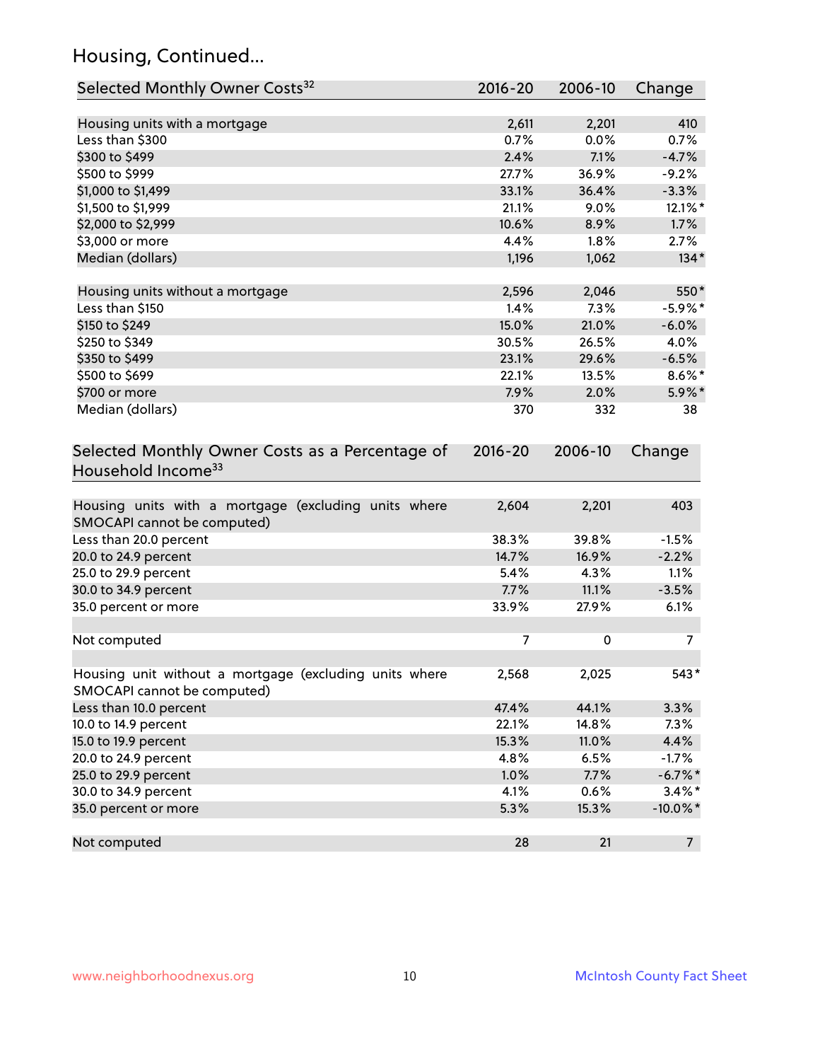## Housing, Continued...

| Selected Monthly Owner Costs[32] | 2016-20 | 2006-10 | Change |
|---|---|---|---|
| Housing units with a mortgage | 2,611 | 2,201 | 410 |
| Less than $300 | 0.7% | 0.0% | 0.7% |
| $300 to $499 | 2.4% | 7.1% | -4.7% |
| $500 to $999 | 27.7% | 36.9% | -9.2% |
| $1,000 to $1,499 | 33.1% | 36.4% | -3.3% |
| $1,500 to $1,999 | 21.1% | 9.0% | 12.1%* |
| $2,000 to $2,999 | 10.6% | 8.9% | 1.7% |
| $3,000 or more | 4.4% | 1.8% | 2.7% |
| Median (dollars) | 1,196 | 1,062 | 134* |
| | | | |
| Housing units without a mortgage | 2,596 | 2,046 | 550* |
| Less than $150 | 1.4% | 7.3% | -5.9%* |
| $150 to $249 | 15.0% | 21.0% | -6.0% |
| $250 to $349 | 30.5% | 26.5% | 4.0% |
| $350 to $499 | 23.1% | 29.6% | -6.5% |
| $500 to $699 | 22.1% | 13.5% | 8.6%* |
| $700 or more | 7.9% | 2.0% | 5.9%* |
| Median (dollars) | 370 | 332 | 38 |

| Selected Monthly Owner Costs as a Percentage of Household Income[33] | 2016-20 | 2006-10 | Change |
|---|---|---|---|
| Housing units with a mortgage (excluding units where SMOCAPI cannot be computed) | 2,604 | 2,201 | 403 |
| Less than 20.0 percent | 38.3% | 39.8% | -1.5% |
| 20.0 to 24.9 percent | 14.7% | 16.9% | -2.2% |
| 25.0 to 29.9 percent | 5.4% | 4.3% | 1.1% |
| 30.0 to 34.9 percent | 7.7% | 11.1% | -3.5% |
| 35.0 percent or more | 33.9% | 27.9% | 6.1% |
| | | | |
| Not computed | 7 | 0 | 7 |
| | | | |
| Housing unit without a mortgage (excluding units where SMOCAPI cannot be computed) | 2,568 | 2,025 | 543* |
| Less than 10.0 percent | 47.4% | 44.1% | 3.3% |
| 10.0 to 14.9 percent | 22.1% | 14.8% | 7.3% |
| 15.0 to 19.9 percent | 15.3% | 11.0% | 4.4% |
| 20.0 to 24.9 percent | 4.8% | 6.5% | -1.7% |
| 25.0 to 29.9 percent | 1.0% | 7.7% | -6.7%* |
| 30.0 to 34.9 percent | 4.1% | 0.6% | 3.4%* |
| 35.0 percent or more | 5.3% | 15.3% | -10.0%* |
| | | | |
| Not computed | 28 | 21 | 7 |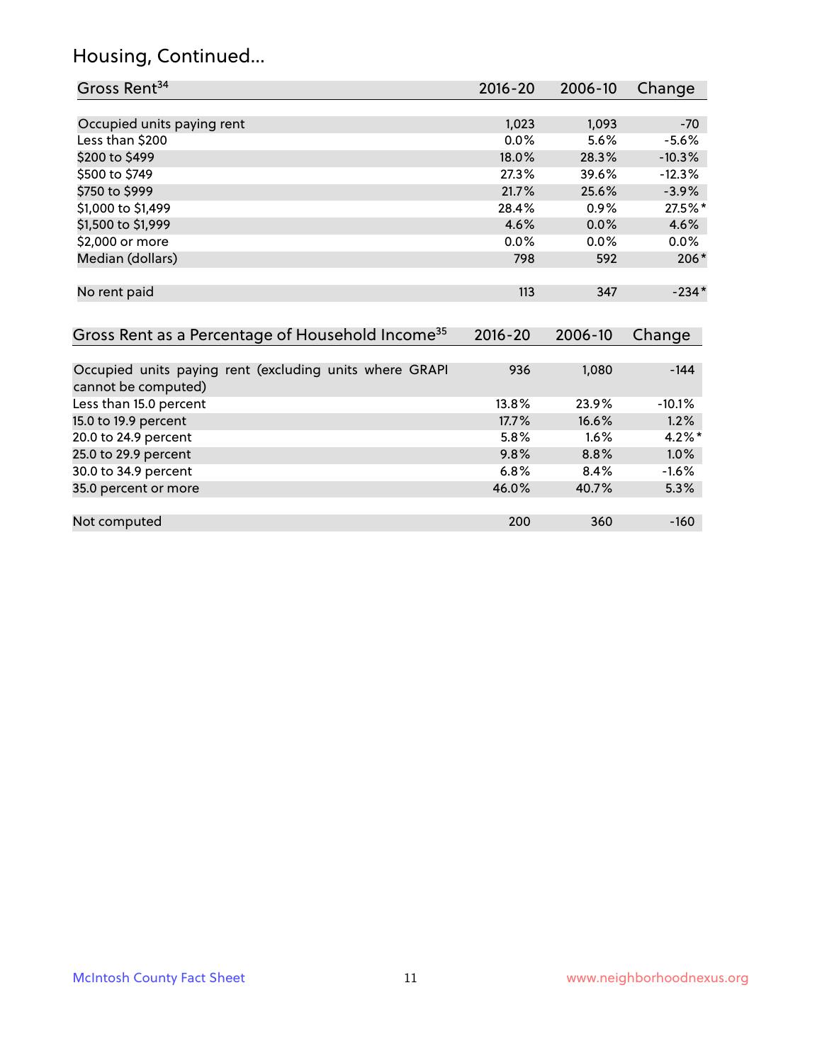## Housing, Continued...

| Gross Rent[34] | 2016-20 | 2006-10 | Change |
|---|---|---|---|
| Occupied units paying rent | 1,023 | 1,093 | -70 |
| Less than $200 | 0.0% | 5.6% | -5.6% |
| $200 to $499 | 18.0% | 28.3% | -10.3% |
| $500 to $749 | 27.3% | 39.6% | -12.3% |
| $750 to $999 | 21.7% | 25.6% | -3.9% |
| $1,000 to $1,499 | 28.4% | 0.9% | 27.5%* |
| $1,500 to $1,999 | 4.6% | 0.0% | 4.6% |
| $2,000 or more | 0.0% | 0.0% | 0.0% |
| Median (dollars) | 798 | 592 | 206* |
| No rent paid | 113 | 347 | -234* |

| Gross Rent as a Percentage of Household Income[35] | 2016-20 | 2006-10 | Change |
|---|---|---|---|
| Occupied units paying rent (excluding units where GRAPI cannot be computed) | 936 | 1,080 | -144 |
| Less than 15.0 percent | 13.8% | 23.9% | -10.1% |
| 15.0 to 19.9 percent | 17.7% | 16.6% | 1.2% |
| 20.0 to 24.9 percent | 5.8% | 1.6% | 4.2%* |
| 25.0 to 29.9 percent | 9.8% | 8.8% | 1.0% |
| 30.0 to 34.9 percent | 6.8% | 8.4% | -1.6% |
| 35.0 percent or more | 46.0% | 40.7% | 5.3% |
| Not computed | 200 | 360 | -160 |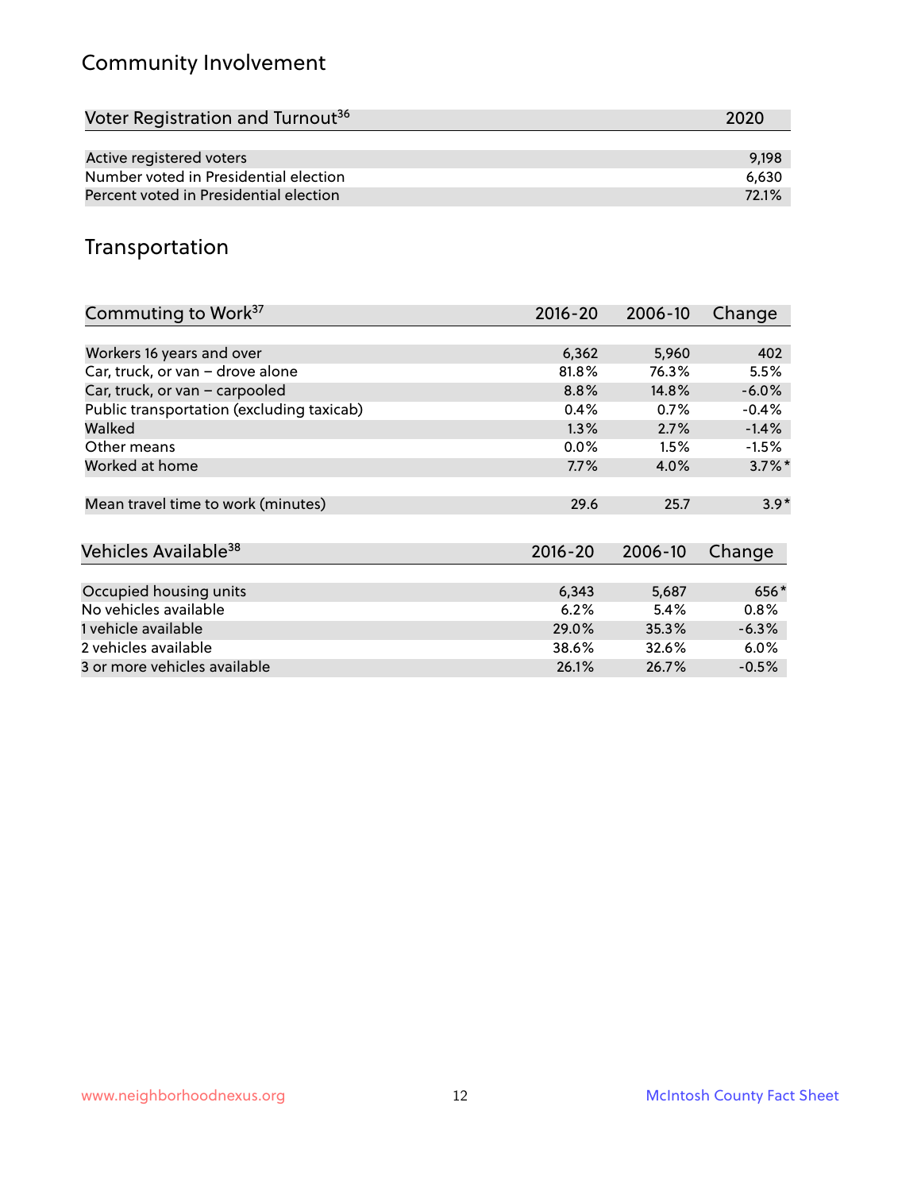## Community Involvement

| Voter Registration and Turnout[36] | 2020 |
|---|---|
| Active registered voters | 9,198 |
| Number voted in Presidential election | 6,630 |
| Percent voted in Presidential election | 72.1% |

## Transportation

| Commuting to Work[37] | 2016-20 | 2006-10 | Change |
|---|---|---|---|
| Workers 16 years and over | 6,362 | 5,960 | 402 |
| Car, truck, or van – drove alone | 81.8% | 76.3% | 5.5% |
| Car, truck, or van – carpooled | 8.8% | 14.8% | -6.0% |
| Public transportation (excluding taxicab) | 0.4% | 0.7% | -0.4% |
| Walked | 1.3% | 2.7% | -1.4% |
| Other means | 0.0% | 1.5% | -1.5% |
| Worked at home | 7.7% | 4.0% | 3.7%* |
| Mean travel time to work (minutes) | 29.6 | 25.7 | 3.9* |

| Vehicles Available[38] | 2016-20 | 2006-10 | Change |
|---|---|---|---|
| Occupied housing units | 6,343 | 5,687 | 656* |
| No vehicles available | 6.2% | 5.4% | 0.8% |
| 1 vehicle available | 29.0% | 35.3% | -6.3% |
| 2 vehicles available | 38.6% | 32.6% | 6.0% |
| 3 or more vehicles available | 26.1% | 26.7% | -0.5% |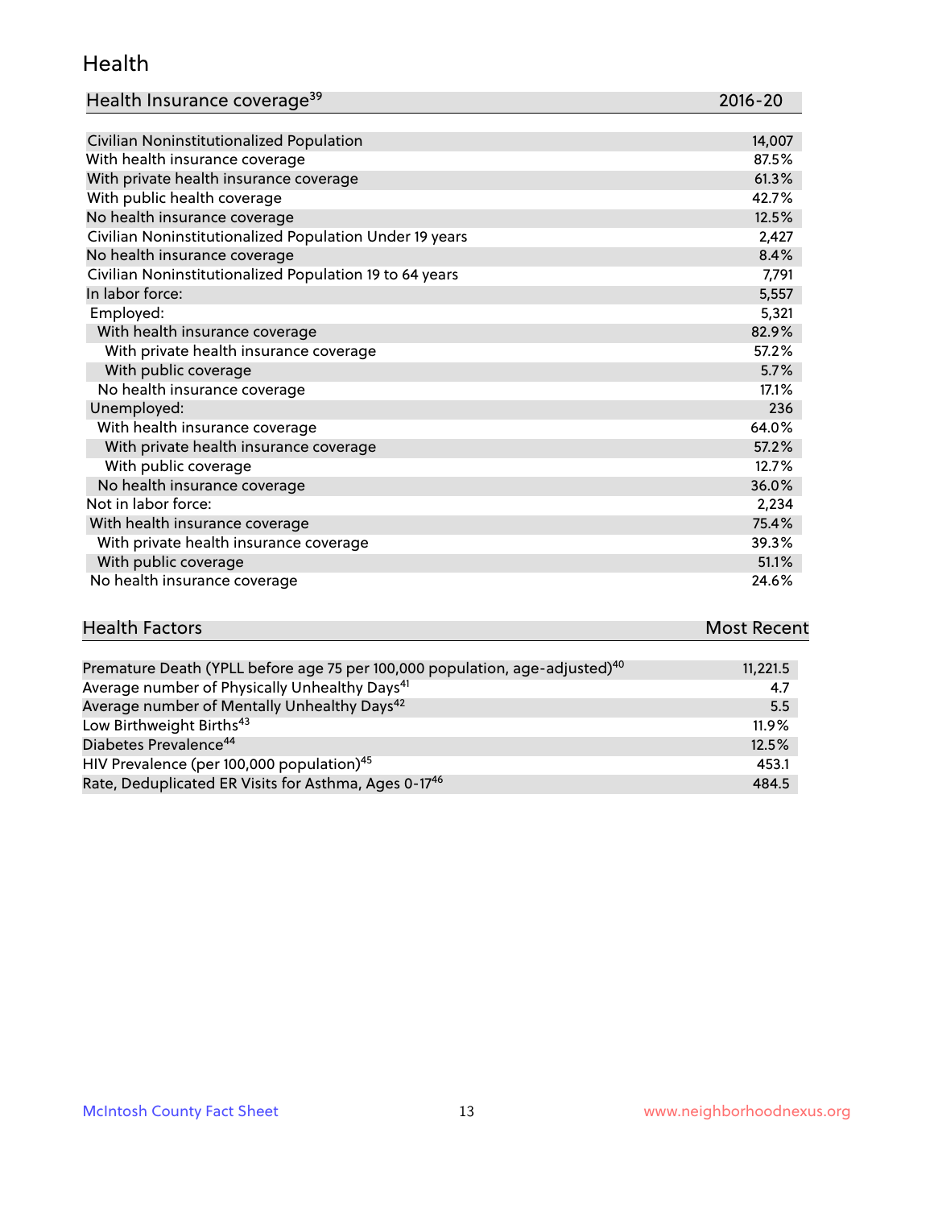## Health

| Health Insurance coverage[39] | 2016-20 |
|---|---|
| Civilian Noninstitutionalized Population | 14,007 |
| With health insurance coverage | 87.5% |
| With private health insurance coverage | 61.3% |
| With public health coverage | 42.7% |
| No health insurance coverage | 12.5% |
| Civilian Noninstitutionalized Population Under 19 years | 2,427 |
| No health insurance coverage | 8.4% |
| Civilian Noninstitutionalized Population 19 to 64 years | 7,791 |
| In labor force: | 5,557 |
| Employed: | 5,321 |
| With health insurance coverage | 82.9% |
| With private health insurance coverage | 57.2% |
| With public coverage | 5.7% |
| No health insurance coverage | 17.1% |
| Unemployed: | 236 |
| With health insurance coverage | 64.0% |
| With private health insurance coverage | 57.2% |
| With public coverage | 12.7% |
| No health insurance coverage | 36.0% |
| Not in labor force: | 2,234 |
| With health insurance coverage | 75.4% |
| With private health insurance coverage | 39.3% |
| With public coverage | 51.1% |
| No health insurance coverage | 24.6% |

| Health Factors | Most Recent |
|---|---|
| Premature Death (YPLL before age 75 per 100,000 population, age-adjusted)[40] | 11,221.5 |
| Average number of Physically Unhealthy Days[41] | 4.7 |
| Average number of Mentally Unhealthy Days[42] | 5.5 |
| Low Birthweight Births[43] | 11.9% |
| Diabetes Prevalence[44] | 12.5% |
| HIV Prevalence (per 100,000 population)[45] | 453.1 |
| Rate, Deduplicated ER Visits for Asthma, Ages 0-17[46] | 484.5 |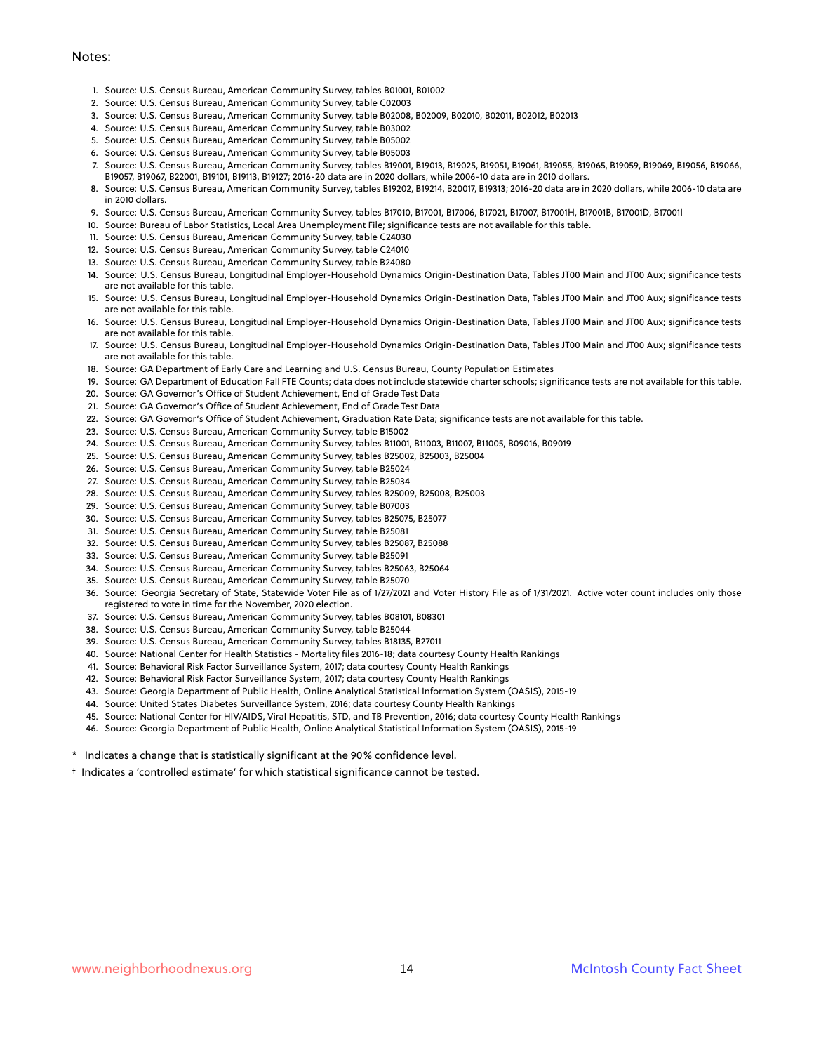Notes:

1. Source: U.S. Census Bureau, American Community Survey, tables B01001, B01002
2. Source: U.S. Census Bureau, American Community Survey, table C02003
3. Source: U.S. Census Bureau, American Community Survey, table B02008, B02009, B02010, B02011, B02012, B02013
4. Source: U.S. Census Bureau, American Community Survey, table B03002
5. Source: U.S. Census Bureau, American Community Survey, table B05002
6. Source: U.S. Census Bureau, American Community Survey, table B05003
7. Source: U.S. Census Bureau, American Community Survey, tables B19001, B19013, B19025, B19051, B19061, B19055, B19065, B19059, B19069, B19056, B19066, B19057, B19067, B22001, B19101, B19113, B19127; 2016-20 data are in 2020 dollars, while 2006-10 data are in 2010 dollars.
8. Source: U.S. Census Bureau, American Community Survey, tables B19202, B19214, B20017, B19313; 2016-20 data are in 2020 dollars, while 2006-10 data are in 2010 dollars.
9. Source: U.S. Census Bureau, American Community Survey, tables B17010, B17001, B17006, B17021, B17007, B17001H, B17001B, B17001D, B17001I
10. Source: Bureau of Labor Statistics, Local Area Unemployment File; significance tests are not available for this table.
11. Source: U.S. Census Bureau, American Community Survey, table C24030
12. Source: U.S. Census Bureau, American Community Survey, table C24010
13. Source: U.S. Census Bureau, American Community Survey, table B24080
14. Source: U.S. Census Bureau, Longitudinal Employer-Household Dynamics Origin-Destination Data, Tables JT00 Main and JT00 Aux; significance tests are not available for this table.
15. Source: U.S. Census Bureau, Longitudinal Employer-Household Dynamics Origin-Destination Data, Tables JT00 Main and JT00 Aux; significance tests are not available for this table.
16. Source: U.S. Census Bureau, Longitudinal Employer-Household Dynamics Origin-Destination Data, Tables JT00 Main and JT00 Aux; significance tests are not available for this table.
17. Source: U.S. Census Bureau, Longitudinal Employer-Household Dynamics Origin-Destination Data, Tables JT00 Main and JT00 Aux; significance tests are not available for this table.
18. Source: GA Department of Early Care and Learning and U.S. Census Bureau, County Population Estimates
19. Source: GA Department of Education Fall FTE Counts; data does not include statewide charter schools; significance tests are not available for this table.
20. Source: GA Governor's Office of Student Achievement, End of Grade Test Data
21. Source: GA Governor's Office of Student Achievement, End of Grade Test Data
22. Source: GA Governor's Office of Student Achievement, Graduation Rate Data; significance tests are not available for this table.
23. Source: U.S. Census Bureau, American Community Survey, table B15002
24. Source: U.S. Census Bureau, American Community Survey, tables B11001, B11003, B11007, B11005, B09016, B09019
25. Source: U.S. Census Bureau, American Community Survey, tables B25002, B25003, B25004
26. Source: U.S. Census Bureau, American Community Survey, table B25024
27. Source: U.S. Census Bureau, American Community Survey, table B25034
28. Source: U.S. Census Bureau, American Community Survey, tables B25009, B25008, B25003
29. Source: U.S. Census Bureau, American Community Survey, table B07003
30. Source: U.S. Census Bureau, American Community Survey, tables B25075, B25077
31. Source: U.S. Census Bureau, American Community Survey, table B25081
32. Source: U.S. Census Bureau, American Community Survey, tables B25087, B25088
33. Source: U.S. Census Bureau, American Community Survey, table B25091
34. Source: U.S. Census Bureau, American Community Survey, tables B25063, B25064
35. Source: U.S. Census Bureau, American Community Survey, table B25070
36. Source: Georgia Secretary of State, Statewide Voter File as of 1/27/2021 and Voter History File as of 1/31/2021. Active voter count includes only those registered to vote in time for the November, 2020 election.
37. Source: U.S. Census Bureau, American Community Survey, tables B08101, B08301
38. Source: U.S. Census Bureau, American Community Survey, table B25044
39. Source: U.S. Census Bureau, American Community Survey, tables B18135, B27011
40. Source: National Center for Health Statistics - Mortality files 2016-18; data courtesy County Health Rankings
41. Source: Behavioral Risk Factor Surveillance System, 2017; data courtesy County Health Rankings
42. Source: Behavioral Risk Factor Surveillance System, 2017; data courtesy County Health Rankings
43. Source: Georgia Department of Public Health, Online Analytical Statistical Information System (OASIS), 2015-19
44. Source: United States Diabetes Surveillance System, 2016; data courtesy County Health Rankings
45. Source: National Center for HIV/AIDS, Viral Hepatitis, STD, and TB Prevention, 2016; data courtesy County Health Rankings
46. Source: Georgia Department of Public Health, Online Analytical Statistical Information System (OASIS), 2015-19

\* Indicates a change that is statistically significant at the 90% confidence level.

† Indicates a 'controlled estimate' for which statistical significance cannot be tested.